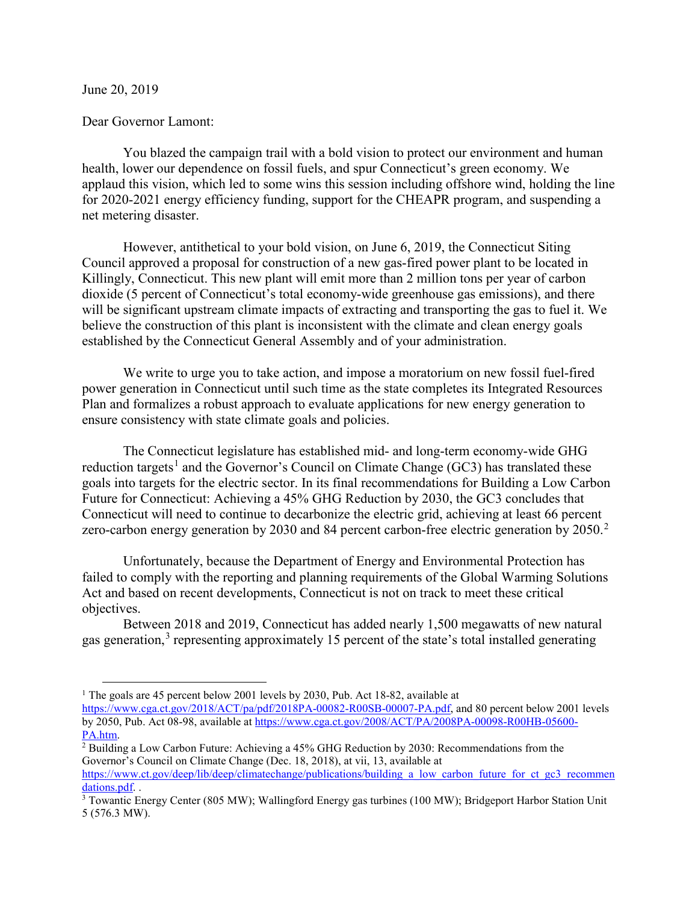June 20, 2019

Dear Governor Lamont:

You blazed the campaign trail with a bold vision to protect our environment and human health, lower our dependence on fossil fuels, and spur Connecticut's green economy. We applaud this vision, which led to some wins this session including offshore wind, holding the line for 2020-2021 energy efficiency funding, support for the CHEAPR program, and suspending a net metering disaster.

However, antithetical to your bold vision, on June 6, 2019, the Connecticut Siting Council approved a proposal for construction of a new gas-fired power plant to be located in Killingly, Connecticut. This new plant will emit more than 2 million tons per year of carbon dioxide (5 percent of Connecticut's total economy-wide greenhouse gas emissions), and there will be significant upstream climate impacts of extracting and transporting the gas to fuel it. We believe the construction of this plant is inconsistent with the climate and clean energy goals established by the Connecticut General Assembly and of your administration.

We write to urge you to take action, and impose a moratorium on new fossil fuel-fired power generation in Connecticut until such time as the state completes its Integrated Resources Plan and formalizes a robust approach to evaluate applications for new energy generation to ensure consistency with state climate goals and policies.

The Connecticut legislature has established mid- and long-term economy-wide GHG reduction targets[1] and the Governor's Council on Climate Change (GC3) has translated these goals into targets for the electric sector. In its final recommendations for Building a Low Carbon Future for Connecticut: Achieving a 45% GHG Reduction by 2030, the GC3 concludes that Connecticut will need to continue to decarbonize the electric grid, achieving at least 66 percent zero-carbon energy generation by 2030 and 84 percent carbon-free electric generation by 2050.[2]

Unfortunately, because the Department of Energy and Environmental Protection has failed to comply with the reporting and planning requirements of the Global Warming Solutions Act and based on recent developments, Connecticut is not on track to meet these critical objectives.

Between 2018 and 2019, Connecticut has added nearly 1,500 megawatts of new natural gas generation,[3] representing approximately 15 percent of the state's total installed generating

---

[1] The goals are 45 percent below 2001 levels by 2030, Pub. Act 18-82, available at https://www.cga.ct.gov/2018/ACT/pa/pdf/2018PA-00082-R00SB-00007-PA.pdf, and 80 percent below 2001 levels by 2050, Pub. Act 08-98, available at https://www.cga.ct.gov/2008/ACT/PA/2008PA-00098-R00HB-05600-PA.htm.

[2] Building a Low Carbon Future: Achieving a 45% GHG Reduction by 2030: Recommendations from the Governor's Council on Climate Change (Dec. 18, 2018), at vii, 13, available at https://www.ct.gov/deep/lib/deep/climatechange/publications/building_a_low_carbon_future_for_ct_gc3_recommendations.pdf. .

[3] Towantic Energy Center (805 MW); Wallingford Energy gas turbines (100 MW); Bridgeport Harbor Station Unit 5 (576.3 MW).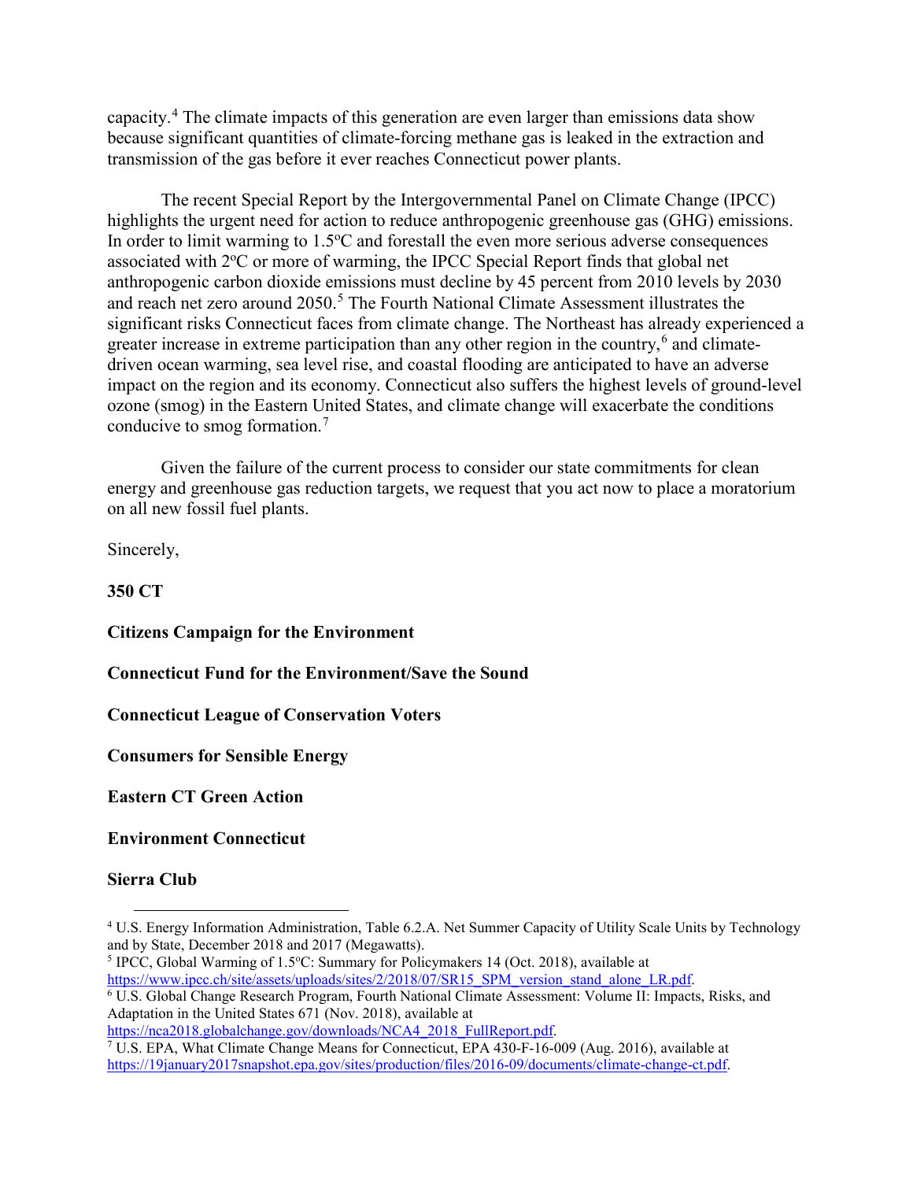capacity.[4] The climate impacts of this generation are even larger than emissions data show because significant quantities of climate-forcing methane gas is leaked in the extraction and transmission of the gas before it ever reaches Connecticut power plants.

The recent Special Report by the Intergovernmental Panel on Climate Change (IPCC) highlights the urgent need for action to reduce anthropogenic greenhouse gas (GHG) emissions. In order to limit warming to 1.5°C and forestall the even more serious adverse consequences associated with 2°C or more of warming, the IPCC Special Report finds that global net anthropogenic carbon dioxide emissions must decline by 45 percent from 2010 levels by 2030 and reach net zero around 2050.[5] The Fourth National Climate Assessment illustrates the significant risks Connecticut faces from climate change. The Northeast has already experienced a greater increase in extreme participation than any other region in the country,[6] and climate-driven ocean warming, sea level rise, and coastal flooding are anticipated to have an adverse impact on the region and its economy. Connecticut also suffers the highest levels of ground-level ozone (smog) in the Eastern United States, and climate change will exacerbate the conditions conducive to smog formation.[7]

Given the failure of the current process to consider our state commitments for clean energy and greenhouse gas reduction targets, we request that you act now to place a moratorium on all new fossil fuel plants.

Sincerely,

**350 CT**

**Citizens Campaign for the Environment**

**Connecticut Fund for the Environment/Save the Sound**

**Connecticut League of Conservation Voters**

**Consumers for Sensible Energy**

**Eastern CT Green Action**

**Environment Connecticut**

**Sierra Club**

---

[4] U.S. Energy Information Administration, Table 6.2.A. Net Summer Capacity of Utility Scale Units by Technology and by State, December 2018 and 2017 (Megawatts).

[5] IPCC, Global Warming of 1.5°C: Summary for Policymakers 14 (Oct. 2018), available at https://www.ipcc.ch/site/assets/uploads/sites/2/2018/07/SR15_SPM_version_stand_alone_LR.pdf.

[6] U.S. Global Change Research Program, Fourth National Climate Assessment: Volume II: Impacts, Risks, and Adaptation in the United States 671 (Nov. 2018), available at https://nca2018.globalchange.gov/downloads/NCA4_2018_FullReport.pdf.

[7] U.S. EPA, What Climate Change Means for Connecticut, EPA 430-F-16-009 (Aug. 2016), available at https://19january2017snapshot.epa.gov/sites/production/files/2016-09/documents/climate-change-ct.pdf.